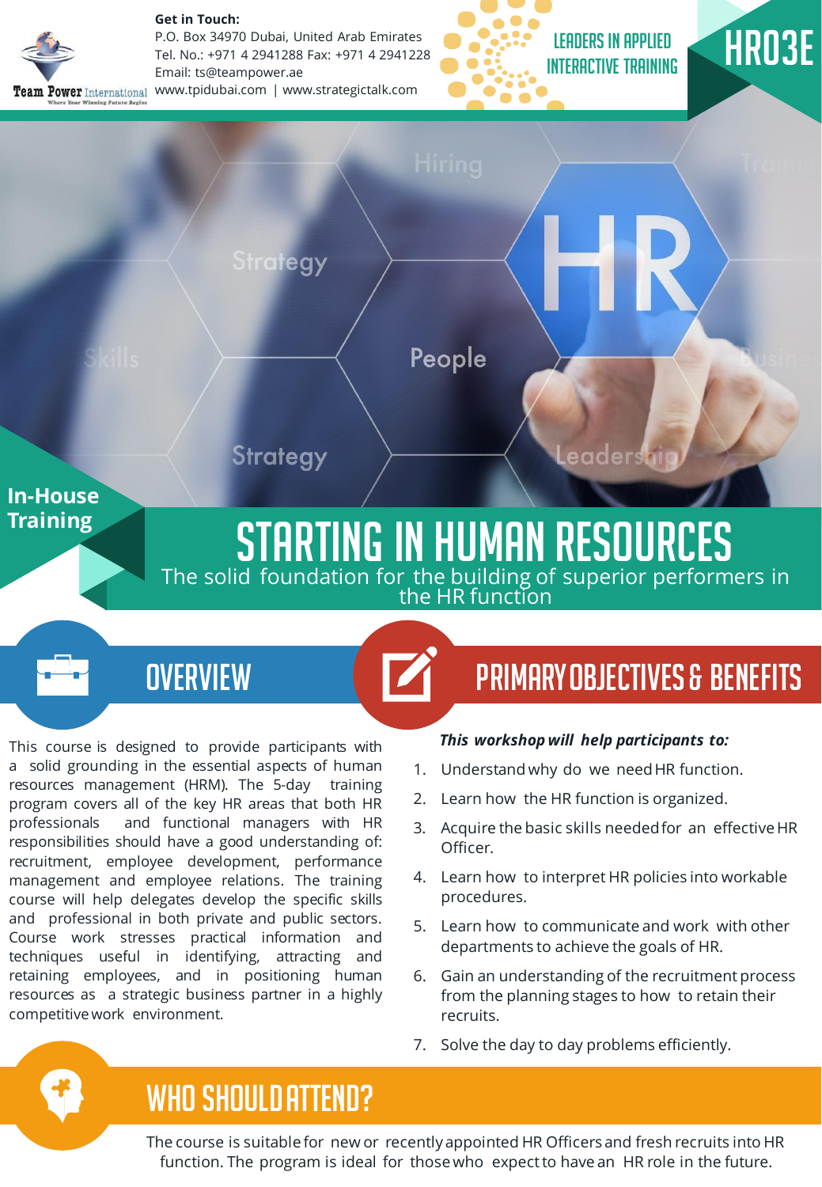**Get in Touch:**
P.O. Box 34970 Dubai, United Arab Emirates
Tel. No.: +971 4 2941288 Fax: +971 4 2941228
Email: ts@teampower.ae
www.tpidubai.com | www.strategictalk.com

Team Power International — Where Your Winning Future Begins

LEADERS IN APPLIED INTERACTIVE TRAINING

HR03E

In-House Training

# STARTING IN HUMAN RESOURCES

The solid foundation for the building of superior performers in the HR function

## OVERVIEW

This course is designed to provide participants with a solid grounding in the essential aspects of human resources management (HRM). The 5-day training program covers all of the key HR areas that both HR professionals and functional managers with HR responsibilities should have a good understanding of: recruitment, employee development, performance management and employee relations. The training course will help delegates develop the specific skills and professional in both private and public sectors. Course work stresses practical information and techniques useful in identifying, attracting and retaining employees, and in positioning human resources as a strategic business partner in a highly competitive work environment.

## PRIMARY OBJECTIVES & BENEFITS

***This workshop will help participants to:***

1. Understand why do we need HR function.
2. Learn how the HR function is organized.
3. Acquire the basic skills needed for an effective HR Officer.
4. Learn how to interpret HR policies into workable procedures.
5. Learn how to communicate and work with other departments to achieve the goals of HR.
6. Gain an understanding of the recruitment process from the planning stages to how to retain their recruits.
7. Solve the day to day problems efficiently.

## WHO SHOULD ATTEND?

The course is suitable for new or recently appointed HR Officers and fresh recruits into HR function. The program is ideal for those who expect to have an HR role in the future.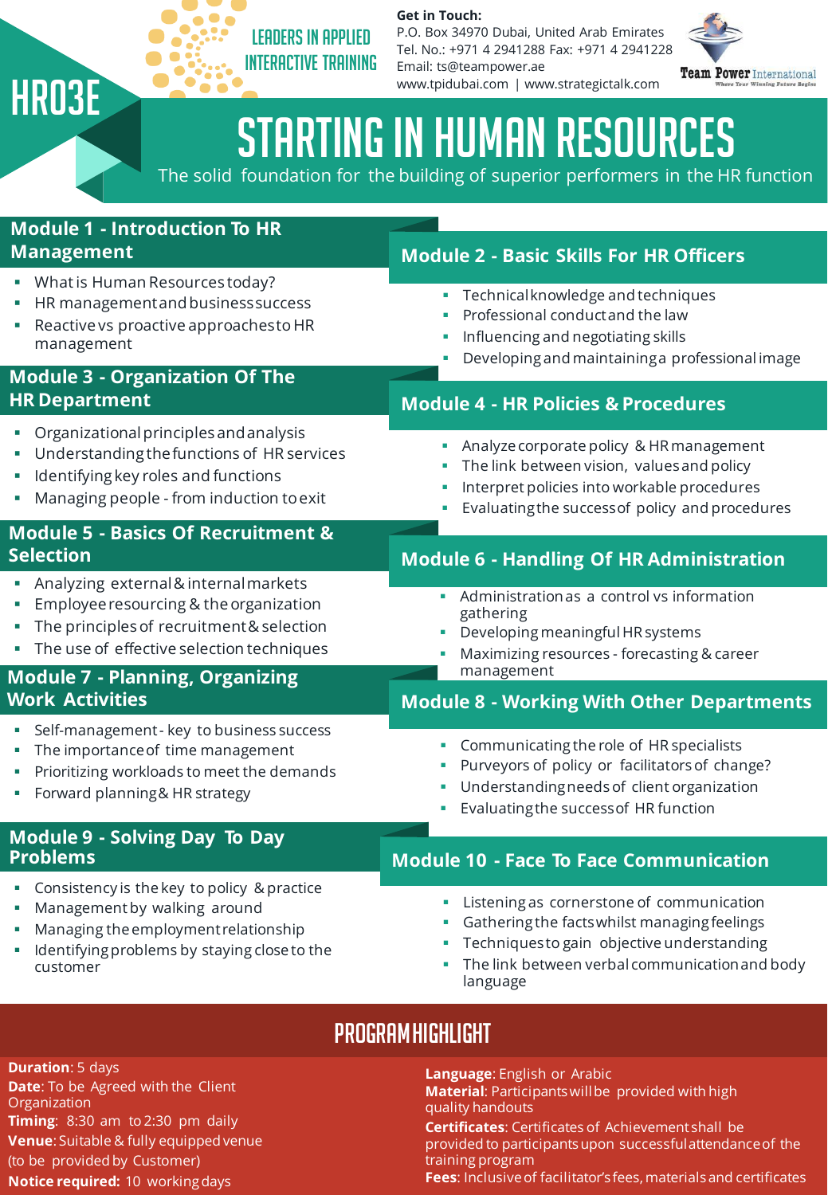HR03E

LEADERS IN APPLIED INTERACTIVE TRAINING

**Get in Touch:**
P.O. Box 34970 Dubai, United Arab Emirates
Tel. No.: +971 4 2941288 Fax: +971 4 2941228
Email: ts@teampower.ae
www.tpidubai.com | www.strategictalk.com

Team Power International
Where Your Winning Future Begins

# STARTING IN HUMAN RESOURCES

The solid foundation for the building of superior performers in the HR function

## Module 1 - Introduction To HR Management

- What is Human Resources today?
- HR management and business success
- Reactive vs proactive approaches to HR management

## Module 2 - Basic Skills For HR Officers

- Technical knowledge and techniques
- Professional conduct and the law
- Influencing and negotiating skills
- Developing and maintaining a professional image

## Module 3 - Organization Of The HR Department

- Organizational principles and analysis
- Understanding the functions of HR services
- Identifying key roles and functions
- Managing people - from induction to exit

## Module 4 - HR Policies & Procedures

- Analyze corporate policy & HR management
- The link between vision, values and policy
- Interpret policies into workable procedures
- Evaluating the success of policy and procedures

## Module 5 - Basics Of Recruitment & Selection

- Analyzing external & internal markets
- Employee resourcing & the organization
- The principles of recruitment & selection
- The use of effective selection techniques

## Module 6 - Handling Of HR Administration

- Administration as a control vs information gathering
- Developing meaningful HR systems
- Maximizing resources - forecasting & career management

## Module 7 - Planning, Organizing Work Activities

- Self-management - key to business success
- The importance of time management
- Prioritizing workloads to meet the demands
- Forward planning & HR strategy

## Module 8 - Working With Other Departments

- Communicating the role of HR specialists
- Purveyors of policy or facilitators of change?
- Understanding needs of client organization
- Evaluating the success of HR function

## Module 9 - Solving Day To Day Problems

- Consistency is the key to policy & practice
- Management by walking around
- Managing the employment relationship
- Identifying problems by staying close to the customer

## Module 10 - Face To Face Communication

- Listening as cornerstone of communication
- Gathering the facts whilst managing feelings
- Techniques to gain objective understanding
- The link between verbal communication and body language

## PROGRAM HIGHLIGHT

**Duration**: 5 days
**Date**: To be Agreed with the Client Organization
**Timing**: 8:30 am to 2:30 pm daily
**Venue**: Suitable & fully equipped venue (to be provided by Customer)
**Notice required:** 10 working days

**Language**: English or Arabic
**Material**: Participants will be provided with high quality handouts
**Certificates**: Certificates of Achievement shall be provided to participants upon successful attendance of the training program
**Fees**: Inclusive of facilitator's fees, materials and certificates